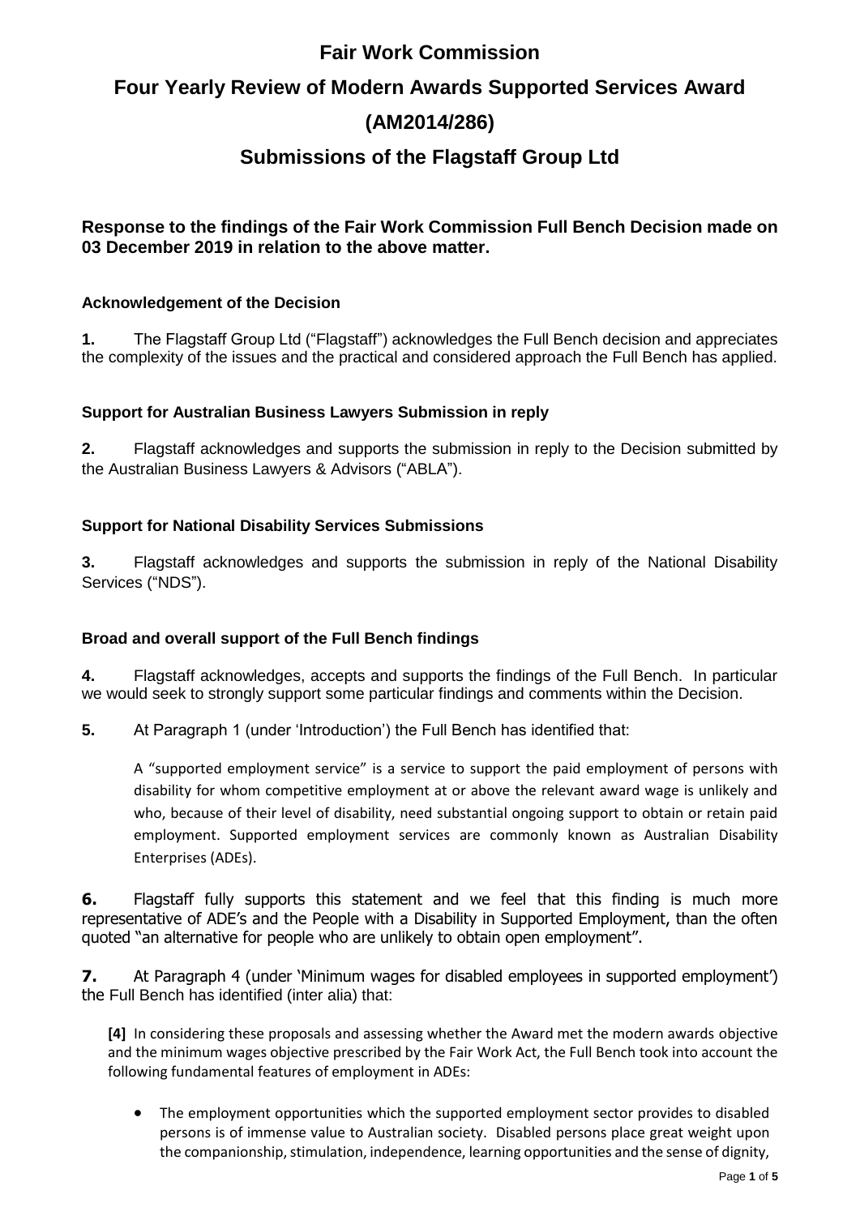# Fair Work Commission

# Four Yearly Review of Modern Awards Supported Services Award

# (AM2014/286)

## Submissions of the Flagstaff Group Ltd

### Response to the findings of the Fair Work Commission Full Bench Decision made on 03 December 2019 in relation to the above matter.

#### Acknowledgement of the Decision

**1.** The Flagstaff Group Ltd ("Flagstaff") acknowledges the Full Bench decision and appreciates the complexity of the issues and the practical and considered approach the Full Bench has applied.

#### Support for Australian Business Lawyers Submission in reply

**2.** Flagstaff acknowledges and supports the submission in reply to the Decision submitted by the Australian Business Lawyers & Advisors ("ABLA").

#### Support for National Disability Services Submissions

**3.** Flagstaff acknowledges and supports the submission in reply of the National Disability Services ("NDS").

#### Broad and overall support of the Full Bench findings

**4.** Flagstaff acknowledges, accepts and supports the findings of the Full Bench. In particular we would seek to strongly support some particular findings and comments within the Decision.

**5.** At Paragraph 1 (under 'Introduction') the Full Bench has identified that:

> A "supported employment service" is a service to support the paid employment of persons with disability for whom competitive employment at or above the relevant award wage is unlikely and who, because of their level of disability, need substantial ongoing support to obtain or retain paid employment. Supported employment services are commonly known as Australian Disability Enterprises (ADEs).

**6.** Flagstaff fully supports this statement and we feel that this finding is much more representative of ADE's and the People with a Disability in Supported Employment, than the often quoted "an alternative for people who are unlikely to obtain open employment".

**7.** At Paragraph 4 (under 'Minimum wages for disabled employees in supported employment') the Full Bench has identified (inter alia) that:

> **[4]** In considering these proposals and assessing whether the Award met the modern awards objective and the minimum wages objective prescribed by the Fair Work Act, the Full Bench took into account the following fundamental features of employment in ADEs:
>
> - The employment opportunities which the supported employment sector provides to disabled persons is of immense value to Australian society. Disabled persons place great weight upon the companionship, stimulation, independence, learning opportunities and the sense of dignity,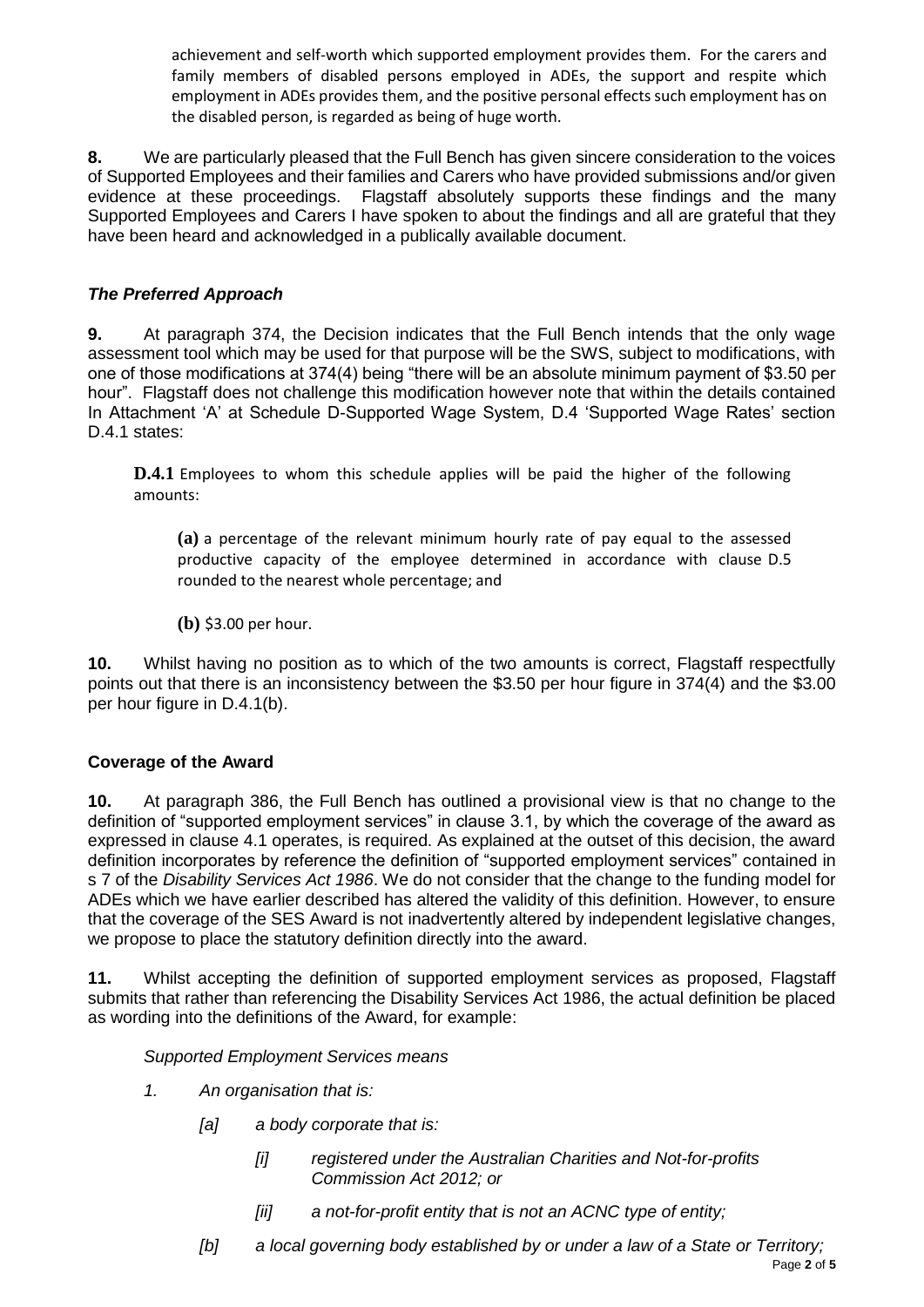achievement and self-worth which supported employment provides them. For the carers and family members of disabled persons employed in ADEs, the support and respite which employment in ADEs provides them, and the positive personal effects such employment has on the disabled person, is regarded as being of huge worth.

**8.** We are particularly pleased that the Full Bench has given sincere consideration to the voices of Supported Employees and their families and Carers who have provided submissions and/or given evidence at these proceedings. Flagstaff absolutely supports these findings and the many Supported Employees and Carers I have spoken to about the findings and all are grateful that they have been heard and acknowledged in a publically available document.

### *The Preferred Approach*

**9.** At paragraph 374, the Decision indicates that the Full Bench intends that the only wage assessment tool which may be used for that purpose will be the SWS, subject to modifications, with one of those modifications at 374(4) being "there will be an absolute minimum payment of $3.50 per hour". Flagstaff does not challenge this modification however note that within the details contained In Attachment 'A' at Schedule D-Supported Wage System, D.4 'Supported Wage Rates' section D.4.1 states:

> **D.4.1** Employees to whom this schedule applies will be paid the higher of the following amounts:
>
> **(a)** a percentage of the relevant minimum hourly rate of pay equal to the assessed productive capacity of the employee determined in accordance with clause D.5 rounded to the nearest whole percentage; and
>
> **(b)** $3.00 per hour.

**10.** Whilst having no position as to which of the two amounts is correct, Flagstaff respectfully points out that there is an inconsistency between the $3.50 per hour figure in 374(4) and the $3.00 per hour figure in D.4.1(b).

### **Coverage of the Award**

**10.** At paragraph 386, the Full Bench has outlined a provisional view is that no change to the definition of "supported employment services" in clause 3.1, by which the coverage of the award as expressed in clause 4.1 operates, is required. As explained at the outset of this decision, the award definition incorporates by reference the definition of "supported employment services" contained in s 7 of the *Disability Services Act 1986*. We do not consider that the change to the funding model for ADEs which we have earlier described has altered the validity of this definition. However, to ensure that the coverage of the SES Award is not inadvertently altered by independent legislative changes, we propose to place the statutory definition directly into the award.

**11.** Whilst accepting the definition of supported employment services as proposed, Flagstaff submits that rather than referencing the Disability Services Act 1986, the actual definition be placed as wording into the definitions of the Award, for example:

*Supported Employment Services means*

*1. An organisation that is:*

*[a] a body corporate that is:*

*[i] registered under the Australian Charities and Not-for-profits Commission Act 2012; or*

*[ii] a not-for-profit entity that is not an ACNC type of entity;*

*[b] a local governing body established by or under a law of a State or Territory;*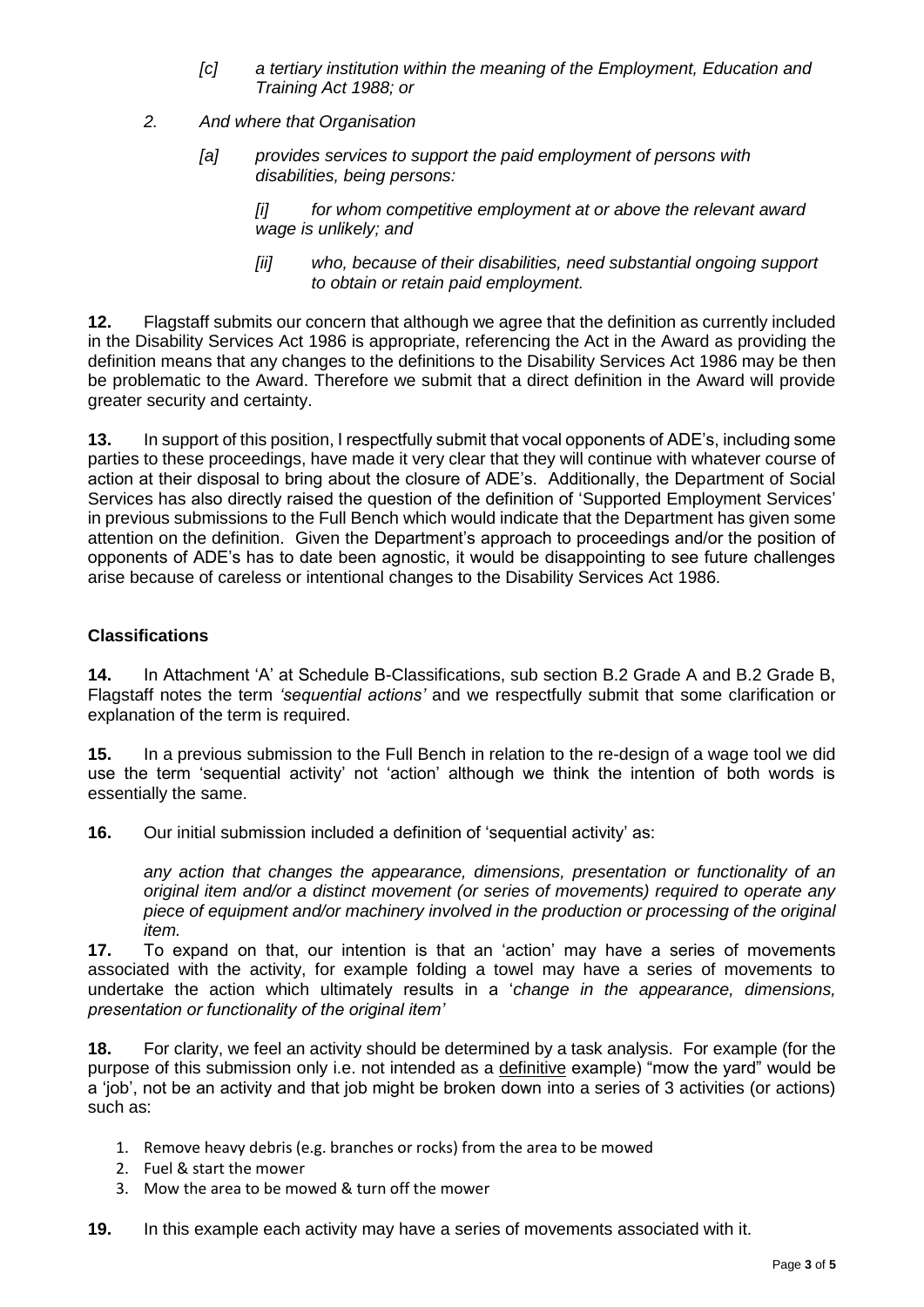*[c] a tertiary institution within the meaning of the Employment, Education and Training Act 1988; or*

*2. And where that Organisation*

*[a] provides services to support the paid employment of persons with disabilities, being persons:*

*[i] for whom competitive employment at or above the relevant award wage is unlikely; and*

*[ii] who, because of their disabilities, need substantial ongoing support to obtain or retain paid employment.*

**12.** Flagstaff submits our concern that although we agree that the definition as currently included in the Disability Services Act 1986 is appropriate, referencing the Act in the Award as providing the definition means that any changes to the definitions to the Disability Services Act 1986 may be then be problematic to the Award. Therefore we submit that a direct definition in the Award will provide greater security and certainty.

**13.** In support of this position, I respectfully submit that vocal opponents of ADE's, including some parties to these proceedings, have made it very clear that they will continue with whatever course of action at their disposal to bring about the closure of ADE's. Additionally, the Department of Social Services has also directly raised the question of the definition of 'Supported Employment Services' in previous submissions to the Full Bench which would indicate that the Department has given some attention on the definition. Given the Department's approach to proceedings and/or the position of opponents of ADE's has to date been agnostic, it would be disappointing to see future challenges arise because of careless or intentional changes to the Disability Services Act 1986.

## Classifications

**14.** In Attachment 'A' at Schedule B-Classifications, sub section B.2 Grade A and B.2 Grade B, Flagstaff notes the term *'sequential actions'* and we respectfully submit that some clarification or explanation of the term is required.

**15.** In a previous submission to the Full Bench in relation to the re-design of a wage tool we did use the term 'sequential activity' not 'action' although we think the intention of both words is essentially the same.

**16.** Our initial submission included a definition of 'sequential activity' as:

> *any action that changes the appearance, dimensions, presentation or functionality of an original item and/or a distinct movement (or series of movements) required to operate any piece of equipment and/or machinery involved in the production or processing of the original item.*

**17.** To expand on that, our intention is that an 'action' may have a series of movements associated with the activity, for example folding a towel may have a series of movements to undertake the action which ultimately results in a '*change in the appearance, dimensions, presentation or functionality of the original item'*

**18.** For clarity, we feel an activity should be determined by a task analysis. For example (for the purpose of this submission only i.e. not intended as a definitive example) "mow the yard" would be a 'job', not be an activity and that job might be broken down into a series of 3 activities (or actions) such as:

1. Remove heavy debris (e.g. branches or rocks) from the area to be mowed
2. Fuel & start the mower
3. Mow the area to be mowed & turn off the mower

**19.** In this example each activity may have a series of movements associated with it.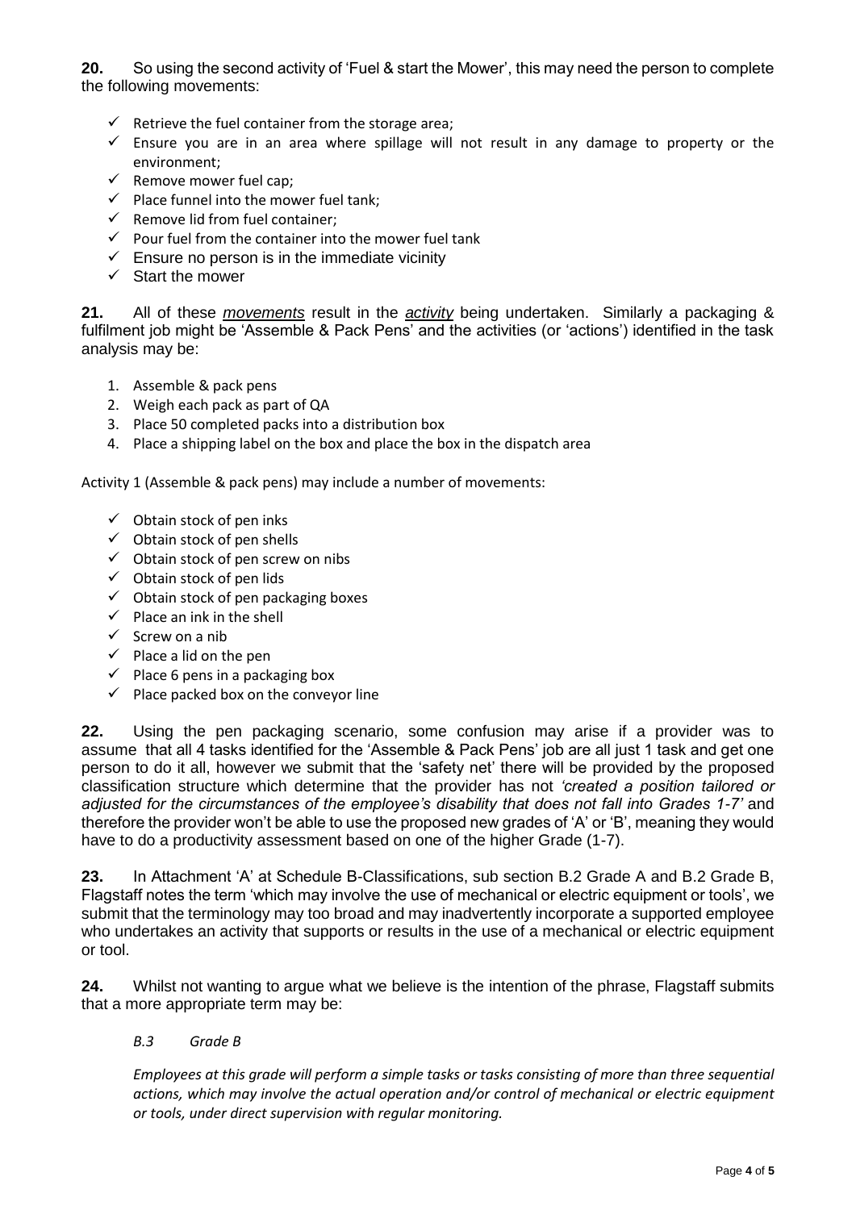**20.** So using the second activity of 'Fuel & start the Mower', this may need the person to complete the following movements:

- ✓ Retrieve the fuel container from the storage area;
- ✓ Ensure you are in an area where spillage will not result in any damage to property or the environment;
- ✓ Remove mower fuel cap;
- ✓ Place funnel into the mower fuel tank;
- ✓ Remove lid from fuel container;
- ✓ Pour fuel from the container into the mower fuel tank
- ✓ Ensure no person is in the immediate vicinity
- ✓ Start the mower

**21.** All of these ***movements*** result in the ***activity*** being undertaken. Similarly a packaging & fulfilment job might be 'Assemble & Pack Pens' and the activities (or 'actions') identified in the task analysis may be:

1. Assemble & pack pens
2. Weigh each pack as part of QA
3. Place 50 completed packs into a distribution box
4. Place a shipping label on the box and place the box in the dispatch area

Activity 1 (Assemble & pack pens) may include a number of movements:

- ✓ Obtain stock of pen inks
- ✓ Obtain stock of pen shells
- ✓ Obtain stock of pen screw on nibs
- ✓ Obtain stock of pen lids
- ✓ Obtain stock of pen packaging boxes
- ✓ Place an ink in the shell
- ✓ Screw on a nib
- ✓ Place a lid on the pen
- ✓ Place 6 pens in a packaging box
- ✓ Place packed box on the conveyor line

**22.** Using the pen packaging scenario, some confusion may arise if a provider was to assume that all 4 tasks identified for the 'Assemble & Pack Pens' job are all just 1 task and get one person to do it all, however we submit that the 'safety net' there will be provided by the proposed classification structure which determine that the provider has not *'created a position tailored or adjusted for the circumstances of the employee's disability that does not fall into Grades 1-7'* and therefore the provider won't be able to use the proposed new grades of 'A' or 'B', meaning they would have to do a productivity assessment based on one of the higher Grade (1-7).

**23.** In Attachment 'A' at Schedule B-Classifications, sub section B.2 Grade A and B.2 Grade B, Flagstaff notes the term 'which may involve the use of mechanical or electric equipment or tools', we submit that the terminology may too broad and may inadvertently incorporate a supported employee who undertakes an activity that supports or results in the use of a mechanical or electric equipment or tool.

**24.** Whilst not wanting to argue what we believe is the intention of the phrase, Flagstaff submits that a more appropriate term may be:

> *B.3 Grade B*
>
> *Employees at this grade will perform a simple tasks or tasks consisting of more than three sequential actions, which may involve the actual operation and/or control of mechanical or electric equipment or tools, under direct supervision with regular monitoring.*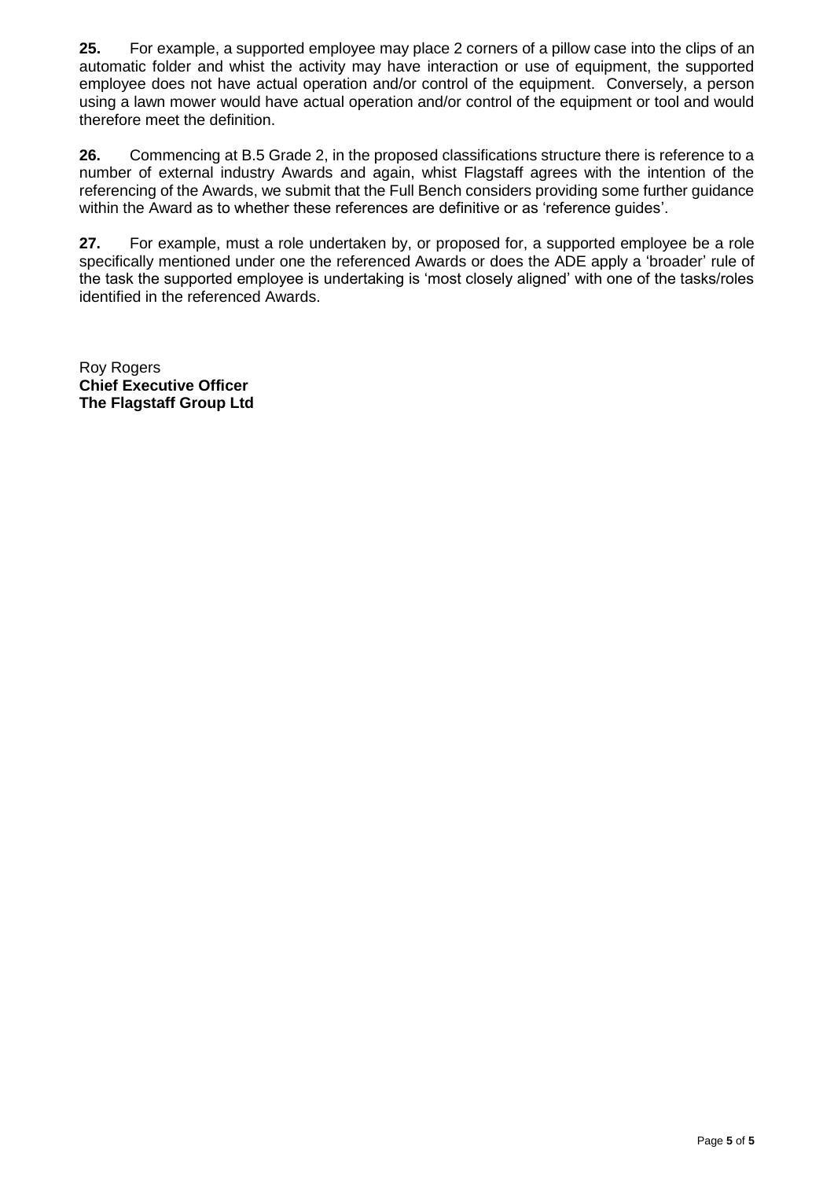**25.** For example, a supported employee may place 2 corners of a pillow case into the clips of an automatic folder and whist the activity may have interaction or use of equipment, the supported employee does not have actual operation and/or control of the equipment. Conversely, a person using a lawn mower would have actual operation and/or control of the equipment or tool and would therefore meet the definition.

**26.** Commencing at B.5 Grade 2, in the proposed classifications structure there is reference to a number of external industry Awards and again, whist Flagstaff agrees with the intention of the referencing of the Awards, we submit that the Full Bench considers providing some further guidance within the Award as to whether these references are definitive or as 'reference guides'.

**27.** For example, must a role undertaken by, or proposed for, a supported employee be a role specifically mentioned under one the referenced Awards or does the ADE apply a 'broader' rule of the task the supported employee is undertaking is 'most closely aligned' with one of the tasks/roles identified in the referenced Awards.

Roy Rogers
**Chief Executive Officer**
**The Flagstaff Group Ltd**